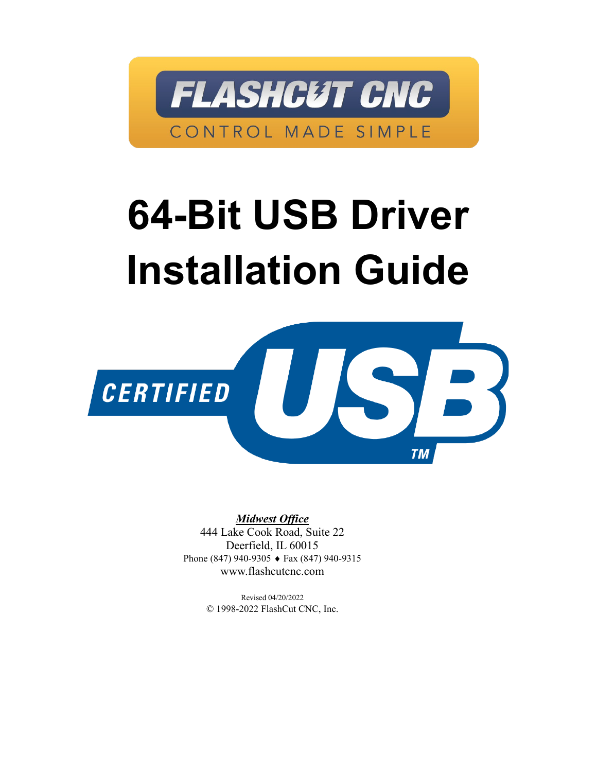FLASHCUT CNC

CONTROL MADE SIMPLE

# 64-Bit USB Driver Installation Guide

CERTIFIED USB TM

***Midwest Office***
444 Lake Cook Road, Suite 22
Deerfield, IL 60015
Phone (847) 940-9305 ♦ Fax (847) 940-9315
www.flashcutcnc.com

Revised 04/20/2022
© 1998-2022 FlashCut CNC, Inc.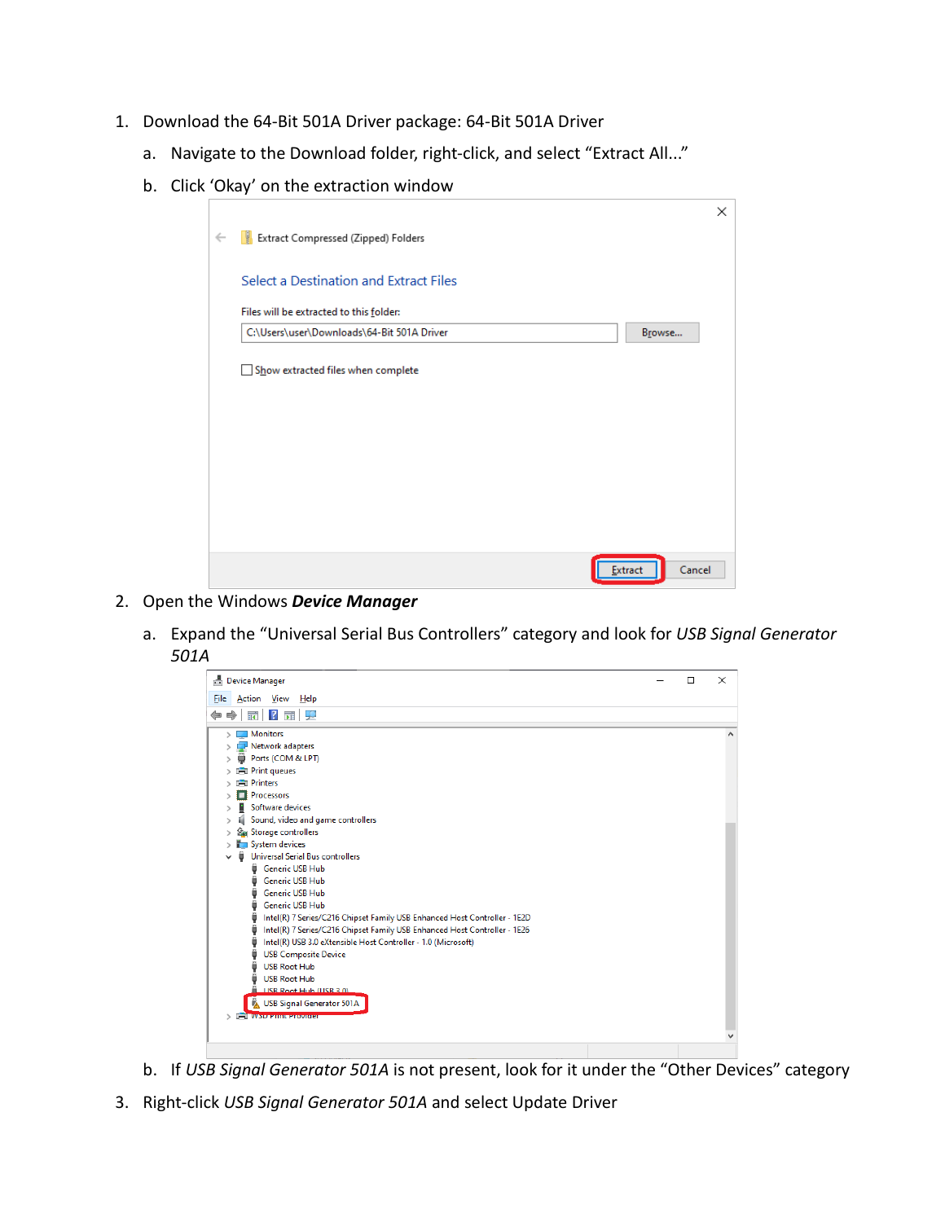1. Download the 64-Bit 501A Driver package: 64-Bit 501A Driver
    a. Navigate to the Download folder, right-click, and select “Extract All...”
    b. Click ‘Okay’ on the extraction window
2. Open the Windows ***Device Manager***
    a. Expand the “Universal Serial Bus Controllers” category and look for *USB Signal Generator 501A*
    b. If *USB Signal Generator 501A* is not present, look for it under the “Other Devices” category
3. Right-click *USB Signal Generator 501A* and select Update Driver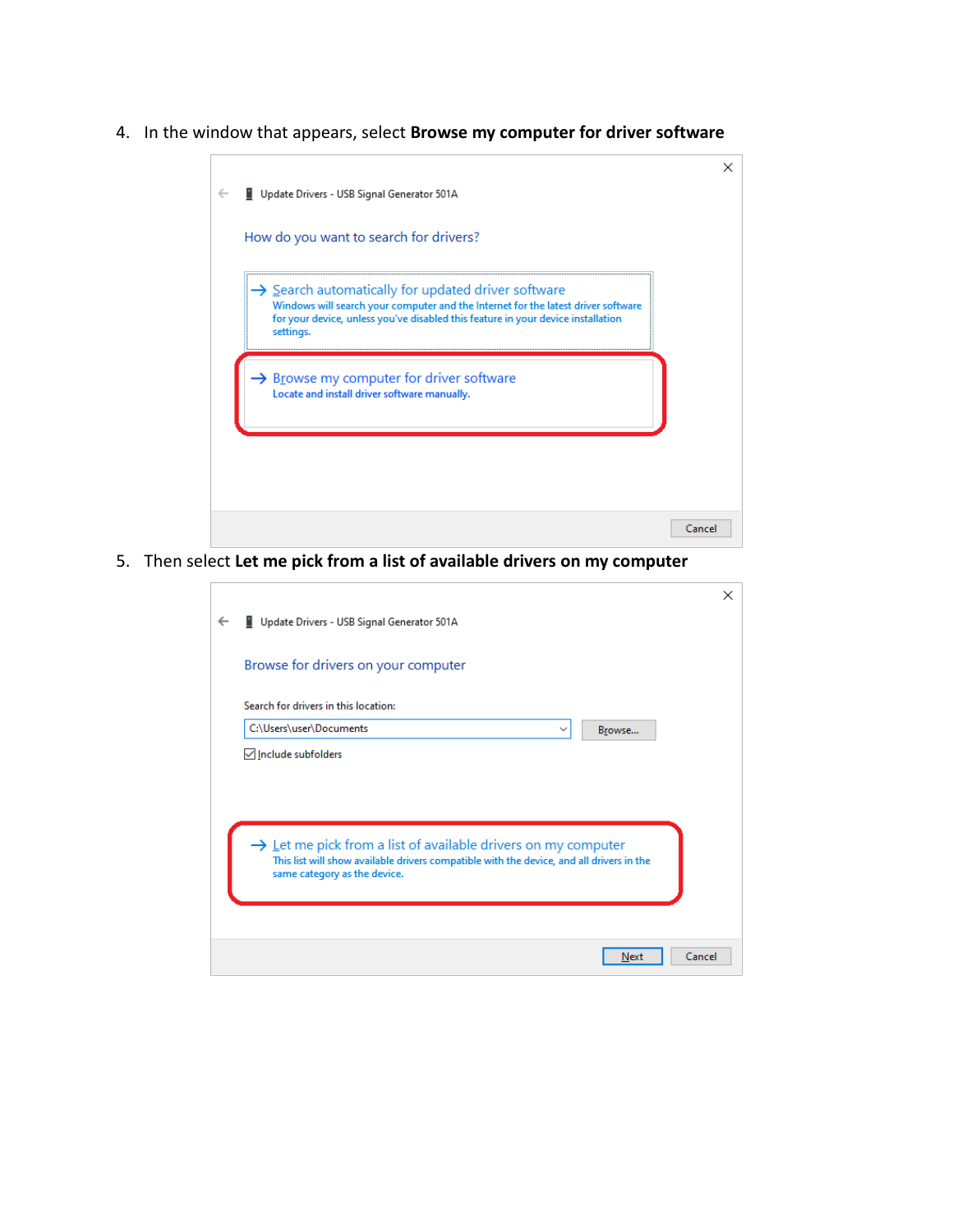4. In the window that appears, select **Browse my computer for driver software**

Update Drivers - USB Signal Generator 501A

How do you want to search for drivers?

→ Search automatically for updated driver software
Windows will search your computer and the Internet for the latest driver software for your device, unless you've disabled this feature in your device installation settings.

→ Browse my computer for driver software
Locate and install driver software manually.

Cancel

5. Then select **Let me pick from a list of available drivers on my computer**

Update Drivers - USB Signal Generator 501A

Browse for drivers on your computer

Search for drivers in this location:

C:\Users\user\Documents

Browse...

☑ Include subfolders

→ Let me pick from a list of available drivers on my computer
This list will show available drivers compatible with the device, and all drivers in the same category as the device.

Next Cancel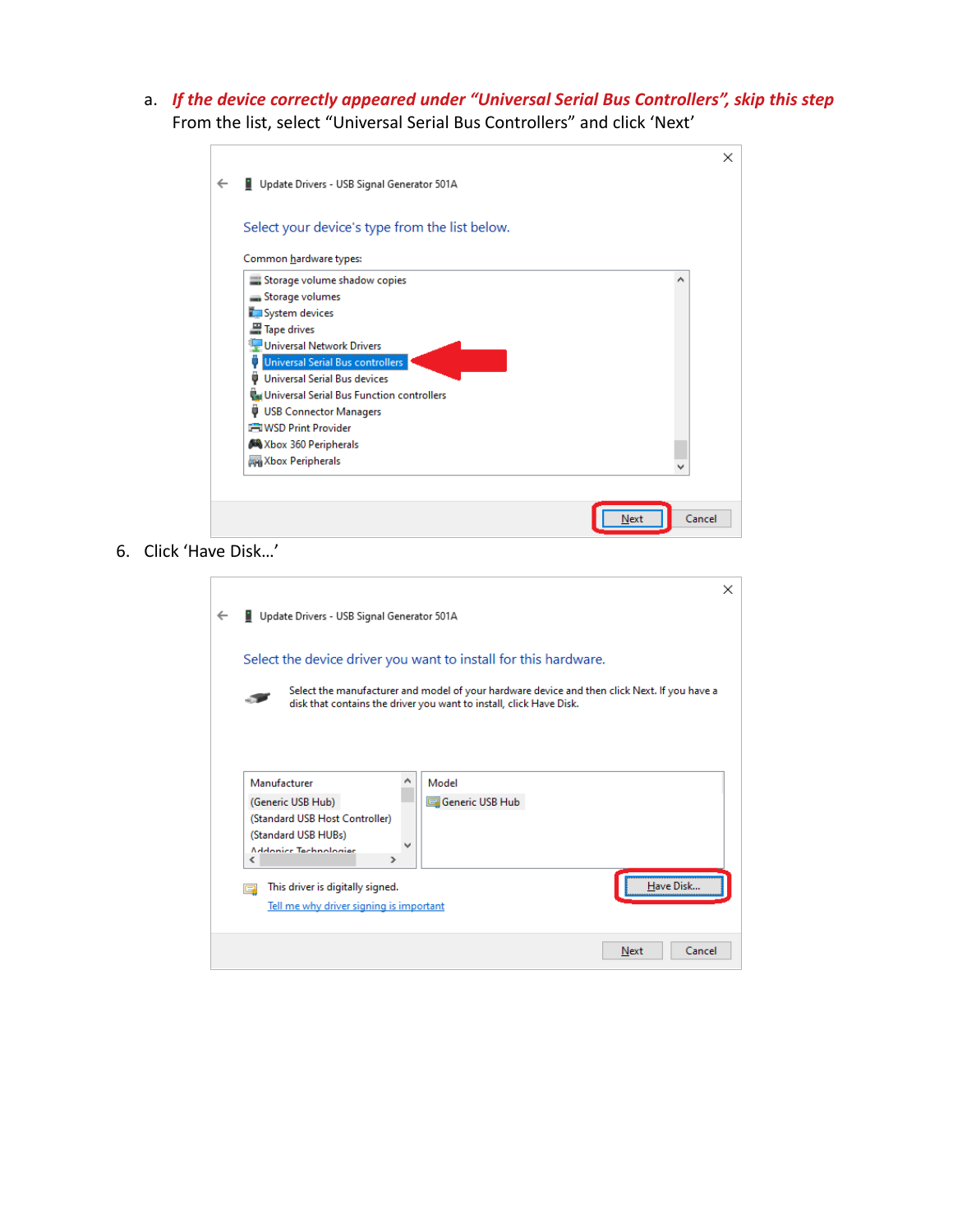a. ***If the device correctly appeared under "Universal Serial Bus Controllers", skip this step***
From the list, select "Universal Serial Bus Controllers" and click 'Next'

6. Click 'Have Disk…'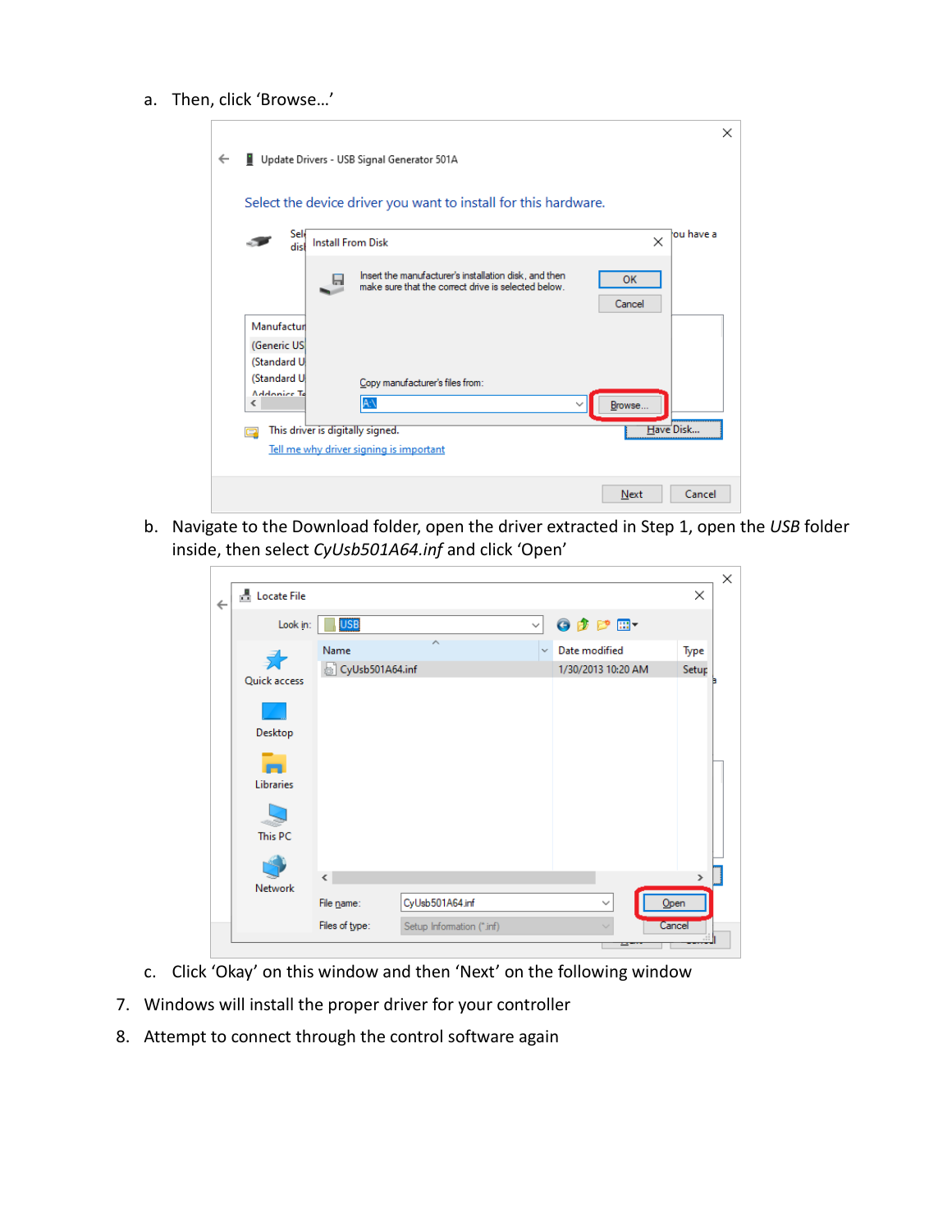a. Then, click 'Browse…'

b. Navigate to the Download folder, open the driver extracted in Step 1, open the *USB* folder inside, then select *CyUsb501A64.inf* and click 'Open'

c. Click 'Okay' on this window and then 'Next' on the following window

7. Windows will install the proper driver for your controller
8. Attempt to connect through the control software again